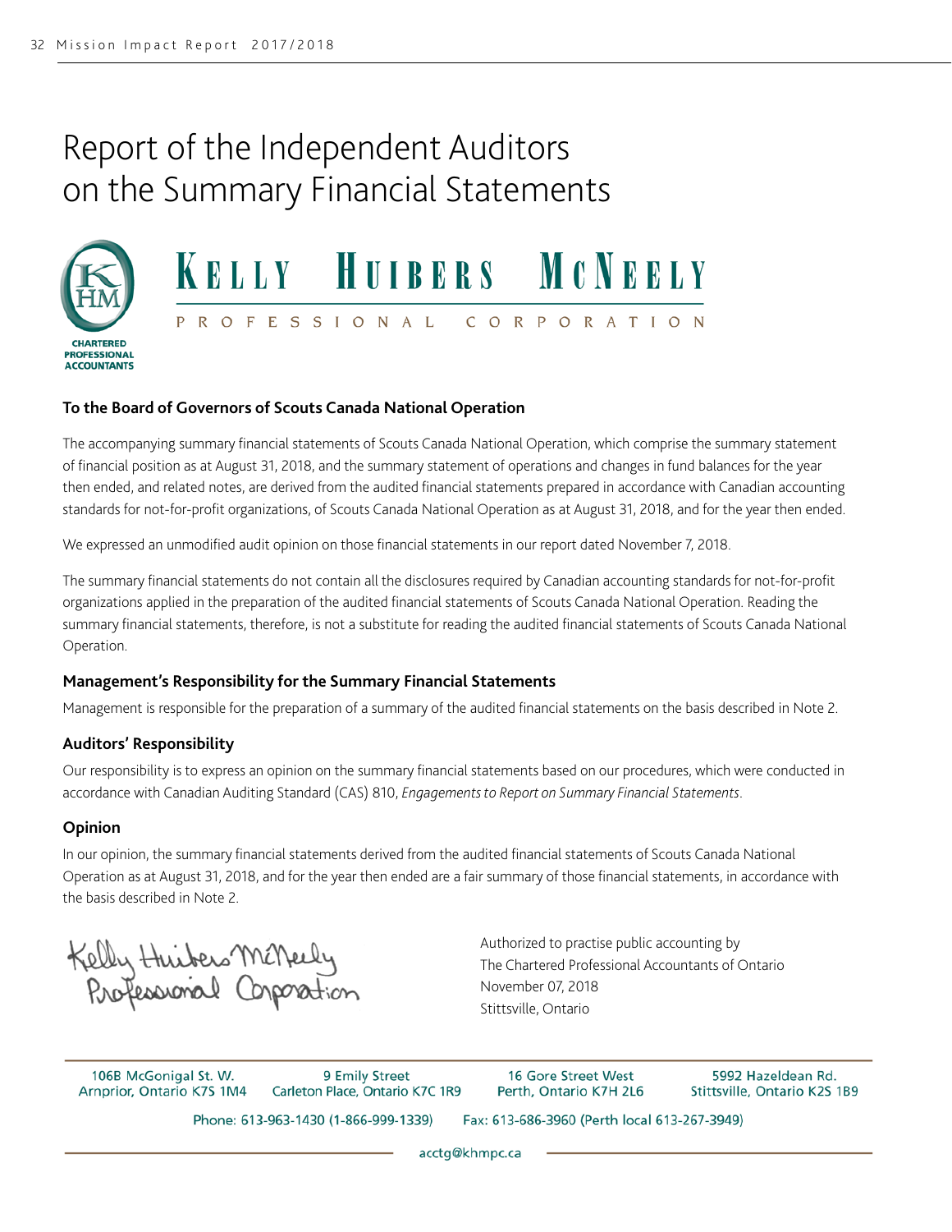# Report of the Independent Auditors on the Summary Financial Statements

KELLY HUIBERS MCNEELY
PROFESSIONAL CORPORATION

CHARTERED PROFESSIONAL ACCOUNTANTS

**To the Board of Governors of Scouts Canada National Operation**

The accompanying summary financial statements of Scouts Canada National Operation, which comprise the summary statement of financial position as at August 31, 2018, and the summary statement of operations and changes in fund balances for the year then ended, and related notes, are derived from the audited financial statements prepared in accordance with Canadian accounting standards for not-for-profit organizations, of Scouts Canada National Operation as at August 31, 2018, and for the year then ended.

We expressed an unmodified audit opinion on those financial statements in our report dated November 7, 2018.

The summary financial statements do not contain all the disclosures required by Canadian accounting standards for not-for-profit organizations applied in the preparation of the audited financial statements of Scouts Canada National Operation. Reading the summary financial statements, therefore, is not a substitute for reading the audited financial statements of Scouts Canada National Operation.

### Management's Responsibility for the Summary Financial Statements

Management is responsible for the preparation of a summary of the audited financial statements on the basis described in Note 2.

### Auditors' Responsibility

Our responsibility is to express an opinion on the summary financial statements based on our procedures, which were conducted in accordance with Canadian Auditing Standard (CAS) 810, *Engagements to Report on Summary Financial Statements*.

### Opinion

In our opinion, the summary financial statements derived from the audited financial statements of Scouts Canada National Operation as at August 31, 2018, and for the year then ended are a fair summary of those financial statements, in accordance with the basis described in Note 2.

Kelly Huibers McNeely Professional Corporation

Authorized to practise public accounting by
The Chartered Professional Accountants of Ontario
November 07, 2018
Stittsville, Ontario

106B McGonigal St. W.
Arnprior, Ontario K7S 1M4

9 Emily Street
Carleton Place, Ontario K7C 1R9

16 Gore Street West
Perth, Ontario K7H 2L6

5992 Hazeldean Rd.
Stittsville, Ontario K2S 1B9

Phone: 613-963-1430 (1-866-999-1339) Fax: 613-686-3960 (Perth local 613-267-3949)

acctg@khmpc.ca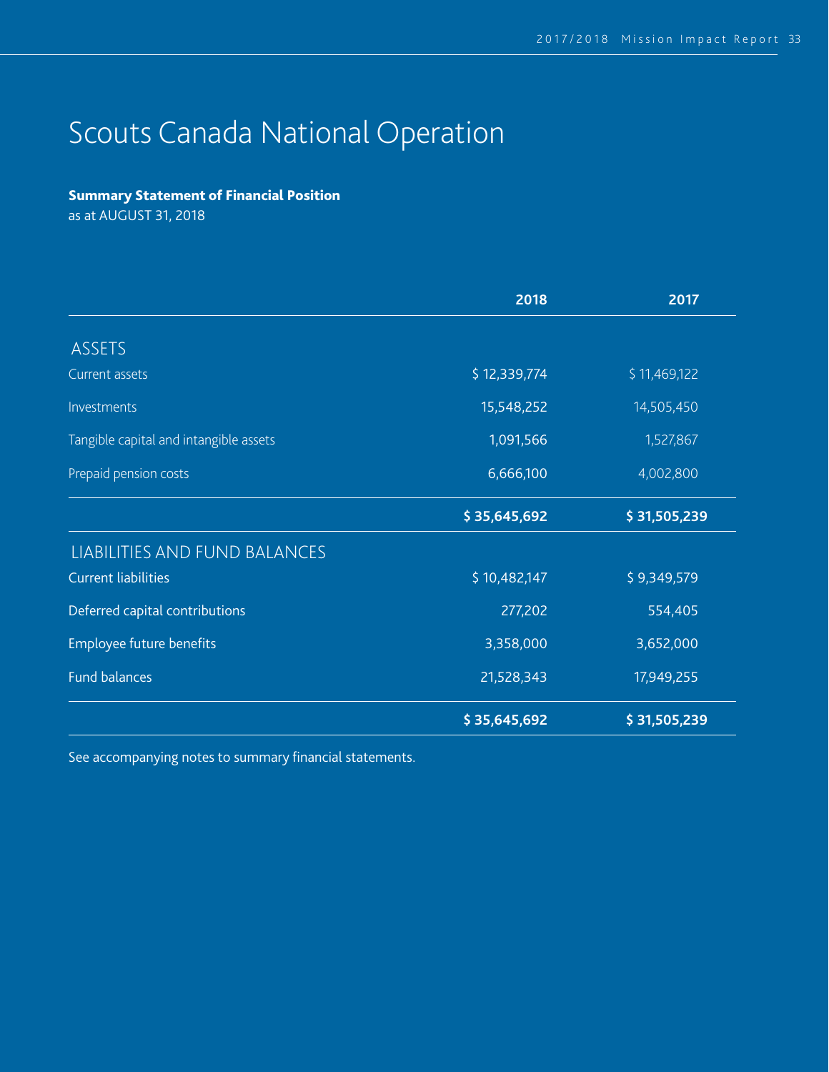# Scouts Canada National Operation

**Summary Statement of Financial Position**
as at AUGUST 31, 2018

| | 2018 | 2017 |
|---|---|---|
| ASSETS | | |
| Current assets | $ 12,339,774 | $ 11,469,122 |
| Investments | 15,548,252 | 14,505,450 |
| Tangible capital and intangible assets | 1,091,566 | 1,527,867 |
| Prepaid pension costs | 6,666,100 | 4,002,800 |
| | **$ 35,645,692** | **$ 31,505,239** |
| LIABILITIES AND FUND BALANCES | | |
| Current liabilities | $ 10,482,147 | $ 9,349,579 |
| Deferred capital contributions | 277,202 | 554,405 |
| Employee future benefits | 3,358,000 | 3,652,000 |
| Fund balances | 21,528,343 | 17,949,255 |
| | **$ 35,645,692** | **$ 31,505,239** |

See accompanying notes to summary financial statements.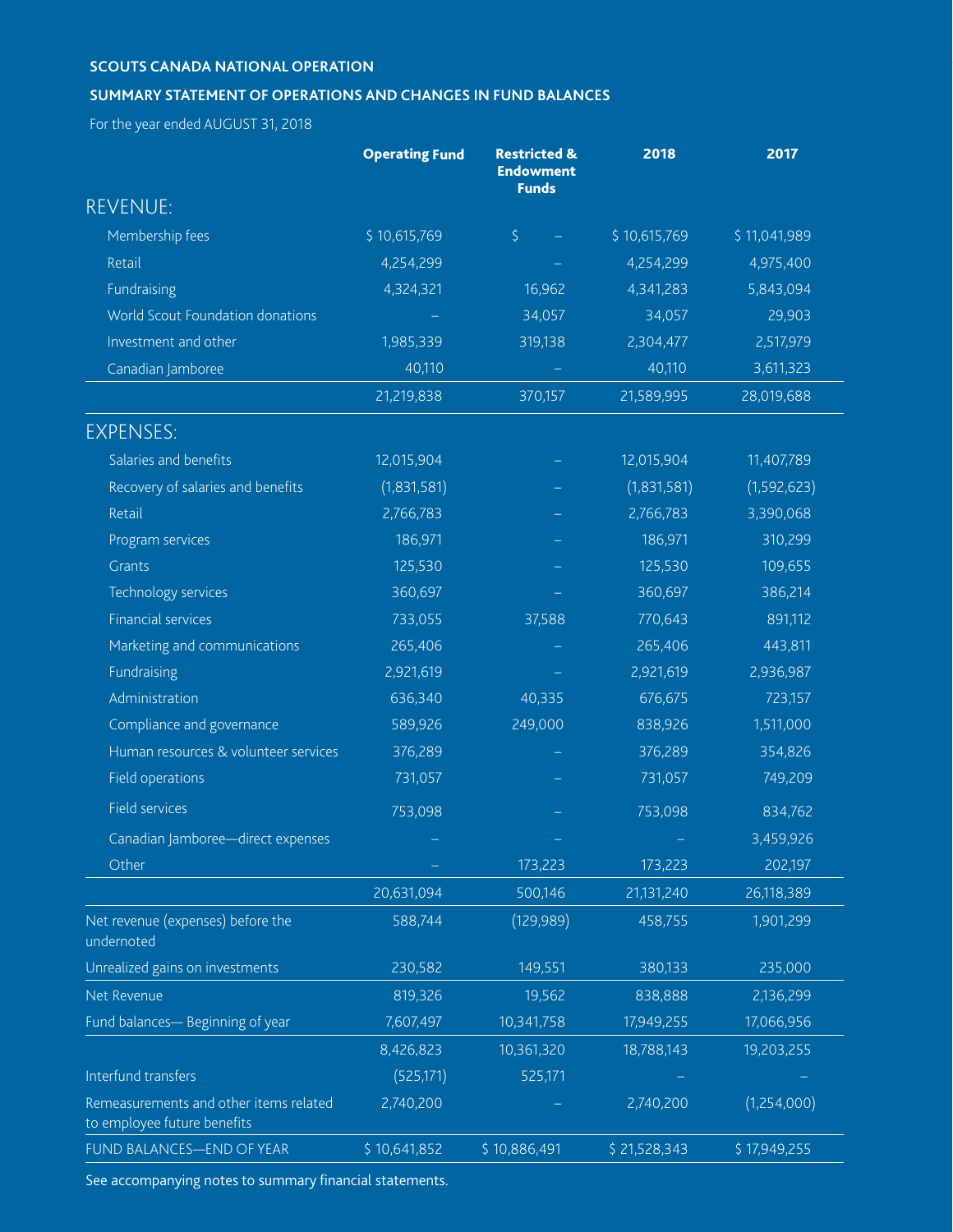**SCOUTS CANADA NATIONAL OPERATION**

**SUMMARY STATEMENT OF OPERATIONS AND CHANGES IN FUND BALANCES**

For the year ended AUGUST 31, 2018

| | Operating Fund | Restricted & Endowment Funds | 2018 | 2017 |
|---|---|---|---|---|
| **REVENUE:** | | | | |
| Membership fees | $ 10,615,769 | $ – | $ 10,615,769 | $ 11,041,989 |
| Retail | 4,254,299 | – | 4,254,299 | 4,975,400 |
| Fundraising | 4,324,321 | 16,962 | 4,341,283 | 5,843,094 |
| World Scout Foundation donations | – | 34,057 | 34,057 | 29,903 |
| Investment and other | 1,985,339 | 319,138 | 2,304,477 | 2,517,979 |
| Canadian Jamboree | 40,110 | – | 40,110 | 3,611,323 |
| | 21,219,838 | 370,157 | 21,589,995 | 28,019,688 |
| **EXPENSES:** | | | | |
| Salaries and benefits | 12,015,904 | – | 12,015,904 | 11,407,789 |
| Recovery of salaries and benefits | (1,831,581) | – | (1,831,581) | (1,592,623) |
| Retail | 2,766,783 | – | 2,766,783 | 3,390,068 |
| Program services | 186,971 | – | 186,971 | 310,299 |
| Grants | 125,530 | – | 125,530 | 109,655 |
| Technology services | 360,697 | – | 360,697 | 386,214 |
| Financial services | 733,055 | 37,588 | 770,643 | 891,112 |
| Marketing and communications | 265,406 | – | 265,406 | 443,811 |
| Fundraising | 2,921,619 | – | 2,921,619 | 2,936,987 |
| Administration | 636,340 | 40,335 | 676,675 | 723,157 |
| Compliance and governance | 589,926 | 249,000 | 838,926 | 1,511,000 |
| Human resources & volunteer services | 376,289 | – | 376,289 | 354,826 |
| Field operations | 731,057 | – | 731,057 | 749,209 |
| Field services | 753,098 | – | 753,098 | 834,762 |
| Canadian Jamboree—direct expenses | – | – | – | 3,459,926 |
| Other | – | 173,223 | 173,223 | 202,197 |
| | 20,631,094 | 500,146 | 21,131,240 | 26,118,389 |
| Net revenue (expenses) before the undernoted | 588,744 | (129,989) | 458,755 | 1,901,299 |
| Unrealized gains on investments | 230,582 | 149,551 | 380,133 | 235,000 |
| Net Revenue | 819,326 | 19,562 | 838,888 | 2,136,299 |
| Fund balances— Beginning of year | 7,607,497 | 10,341,758 | 17,949,255 | 17,066,956 |
| | 8,426,823 | 10,361,320 | 18,788,143 | 19,203,255 |
| Interfund transfers | (525,171) | 525,171 | – | – |
| Remeasurements and other items related to employee future benefits | 2,740,200 | – | 2,740,200 | (1,254,000) |
| FUND BALANCES—END OF YEAR | $ 10,641,852 | $ 10,886,491 | $ 21,528,343 | $ 17,949,255 |

See accompanying notes to summary financial statements.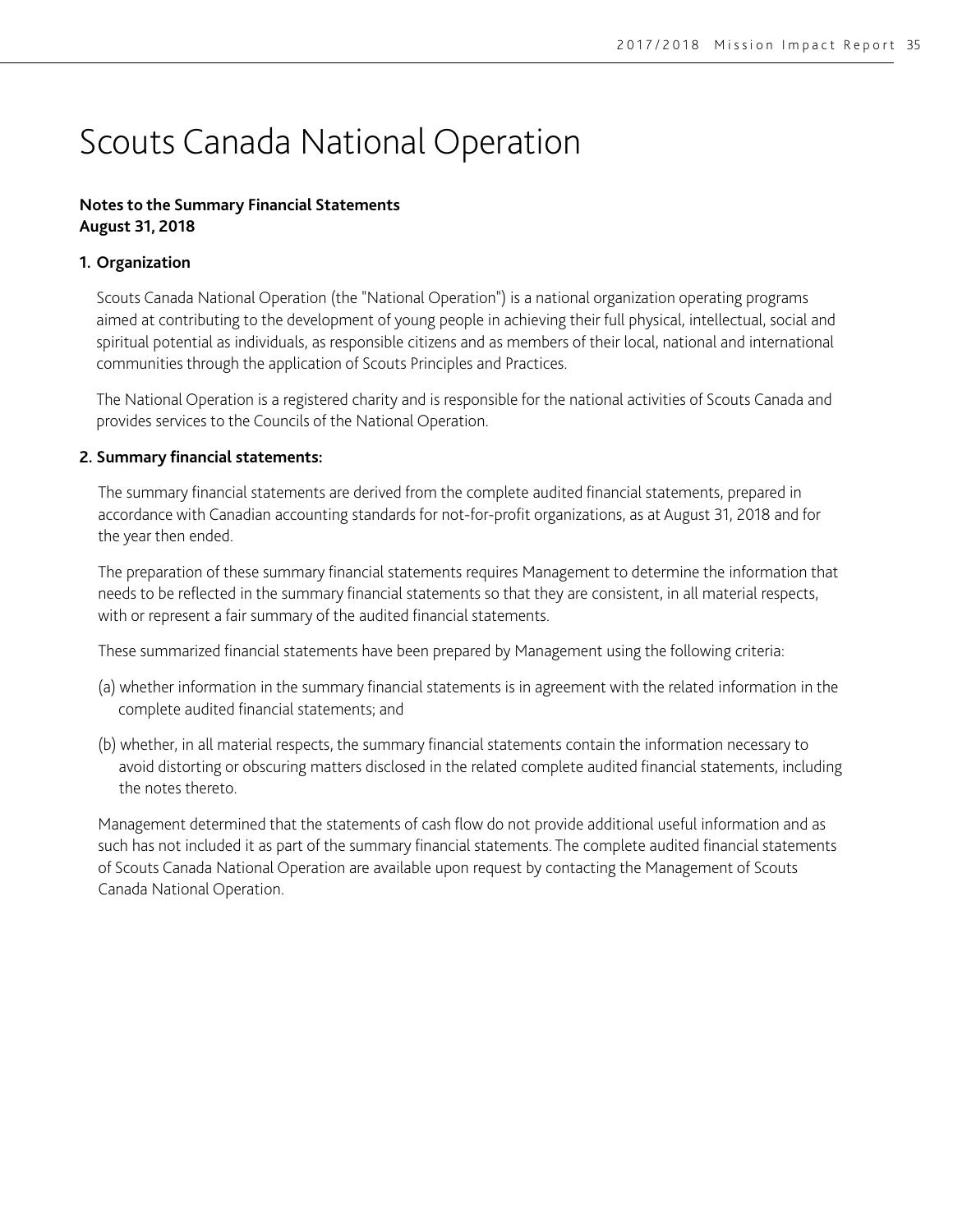# Scouts Canada National Operation

**Notes to the Summary Financial Statements**
**August 31, 2018**

**1. Organization**

Scouts Canada National Operation (the "National Operation") is a national organization operating programs aimed at contributing to the development of young people in achieving their full physical, intellectual, social and spiritual potential as individuals, as responsible citizens and as members of their local, national and international communities through the application of Scouts Principles and Practices.

The National Operation is a registered charity and is responsible for the national activities of Scouts Canada and provides services to the Councils of the National Operation.

**2. Summary financial statements:**

The summary financial statements are derived from the complete audited financial statements, prepared in accordance with Canadian accounting standards for not-for-profit organizations, as at August 31, 2018 and for the year then ended.

The preparation of these summary financial statements requires Management to determine the information that needs to be reflected in the summary financial statements so that they are consistent, in all material respects, with or represent a fair summary of the audited financial statements.

These summarized financial statements have been prepared by Management using the following criteria:

(a) whether information in the summary financial statements is in agreement with the related information in the complete audited financial statements; and

(b) whether, in all material respects, the summary financial statements contain the information necessary to avoid distorting or obscuring matters disclosed in the related complete audited financial statements, including the notes thereto.

Management determined that the statements of cash flow do not provide additional useful information and as such has not included it as part of the summary financial statements. The complete audited financial statements of Scouts Canada National Operation are available upon request by contacting the Management of Scouts Canada National Operation.